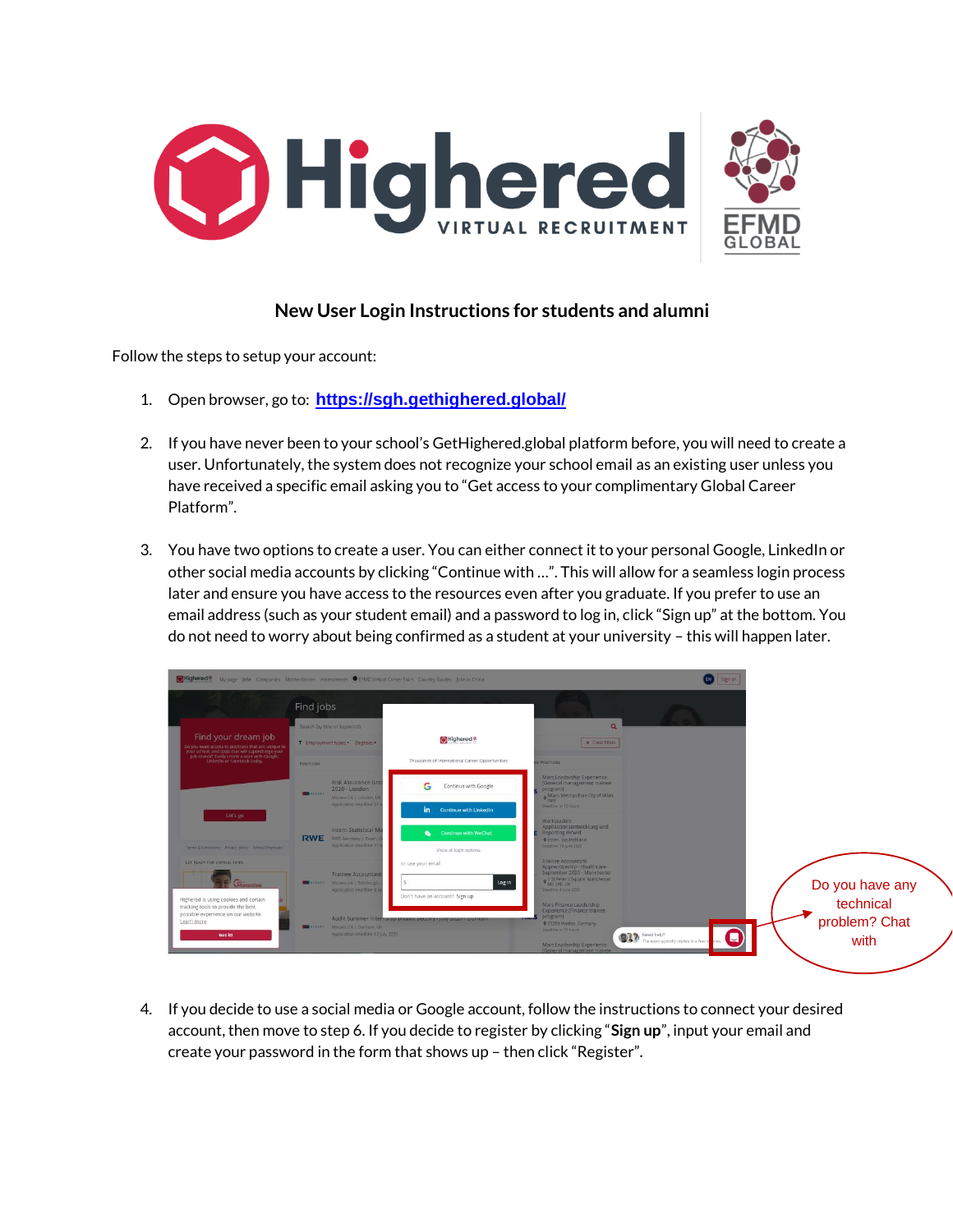## New User Login Instructions for students and alumni

Follow the steps to setup your account:

1. Open browser, go to: **https://sgh.gethighered.global/**

2. If you have never been to your school's GetHighered.global platform before, you will need to create a user. Unfortunately, the system does not recognize your school email as an existing user unless you have received a specific email asking you to "Get access to your complimentary Global Career Platform".

3. You have two options to create a user. You can either connect it to your personal Google, LinkedIn or other social media accounts by clicking "Continue with …". This will allow for a seamless login process later and ensure you have access to the resources even after you graduate. If you prefer to use an email address (such as your student email) and a password to log in, click "Sign up" at the bottom. You do not need to worry about being confirmed as a student at your university – this will happen later.

Do you have any technical problem? Chat with

4. If you decide to use a social media or Google account, follow the instructions to connect your desired account, then move to step 6. If you decide to register by clicking "**Sign up**", input your email and create your password in the form that shows up – then click "Register".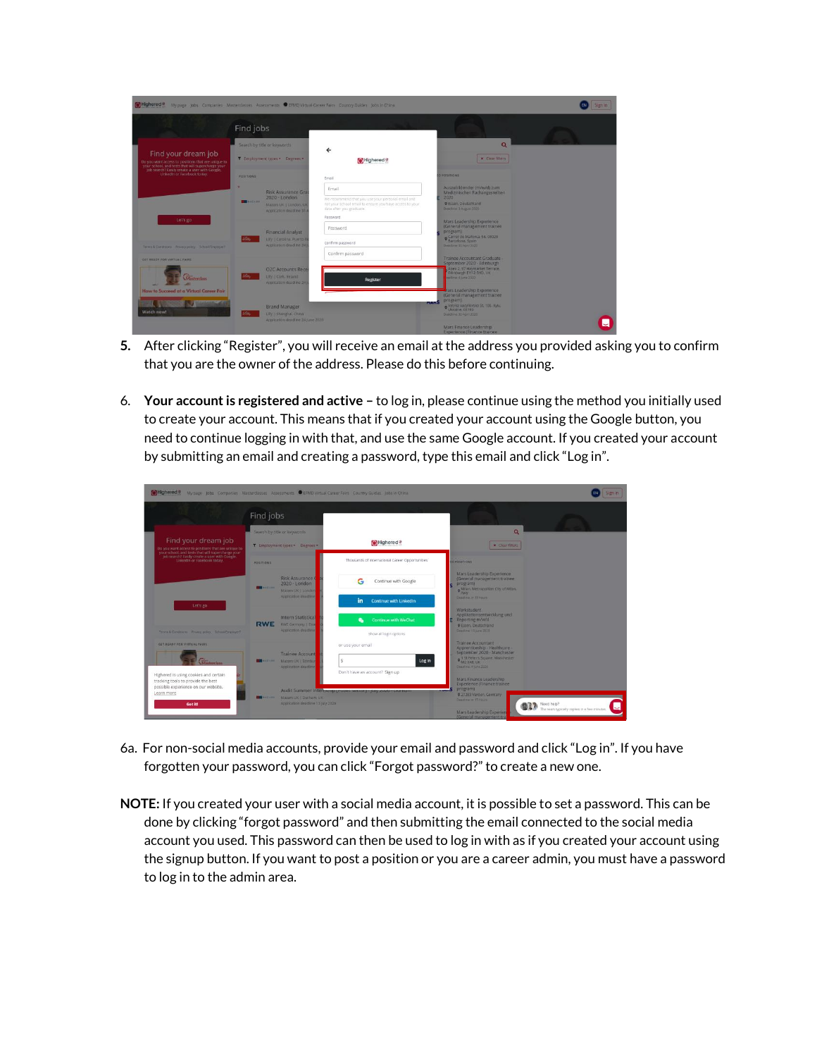5. After clicking "Register", you will receive an email at the address you provided asking you to confirm that you are the owner of the address. Please do this before continuing.

6. **Your account is registered and active –** to log in, please continue using the method you initially used to create your account. This means that if you created your account using the Google button, you need to continue logging in with that, and use the same Google account. If you created your account by submitting an email and creating a password, type this email and click "Log in".

6a. For non-social media accounts, provide your email and password and click "Log in". If you have forgotten your password, you can click "Forgot password?" to create a new one.

**NOTE:** If you created your user with a social media account, it is possible to set a password. This can be done by clicking "forgot password" and then submitting the email connected to the social media account you used. This password can then be used to log in with as if you created your account using the signup button. If you want to post a position or you are a career admin, you must have a password to log in to the admin area.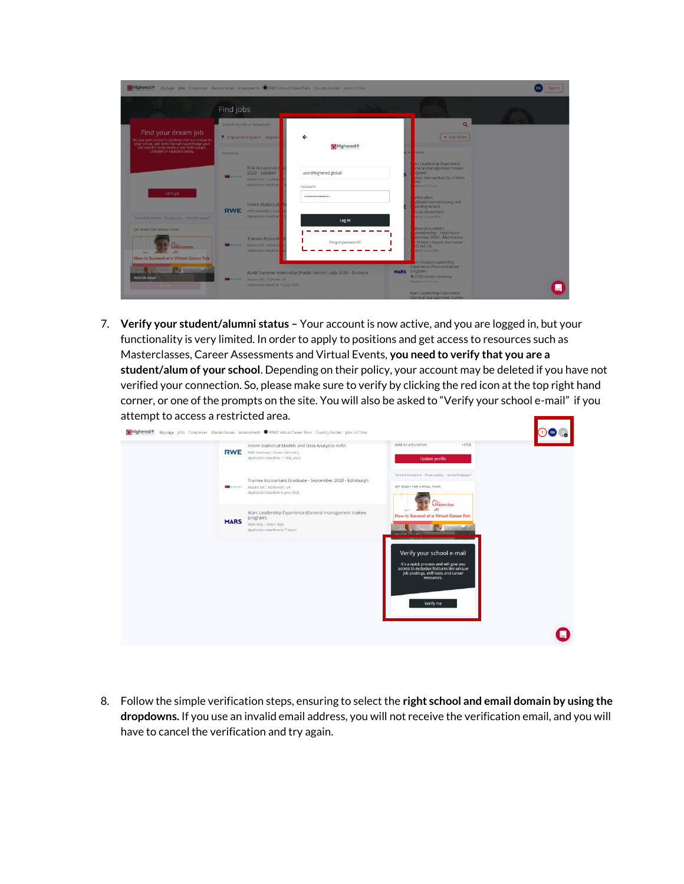7. **Verify your student/alumni status –** Your account is now active, and you are logged in, but your functionality is very limited. In order to apply to positions and get access to resources such as Masterclasses, Career Assessments and Virtual Events, **you need to verify that you are a student/alum of your school**. Depending on their policy, your account may be deleted if you have not verified your connection. So, please make sure to verify by clicking the red icon at the top right hand corner, or one of the prompts on the site. You will also be asked to "Verify your school e-mail" if you attempt to access a restricted area.

8. Follow the simple verification steps, ensuring to select the **right school and email domain by using the dropdowns.** If you use an invalid email address, you will not receive the verification email, and you will have to cancel the verification and try again.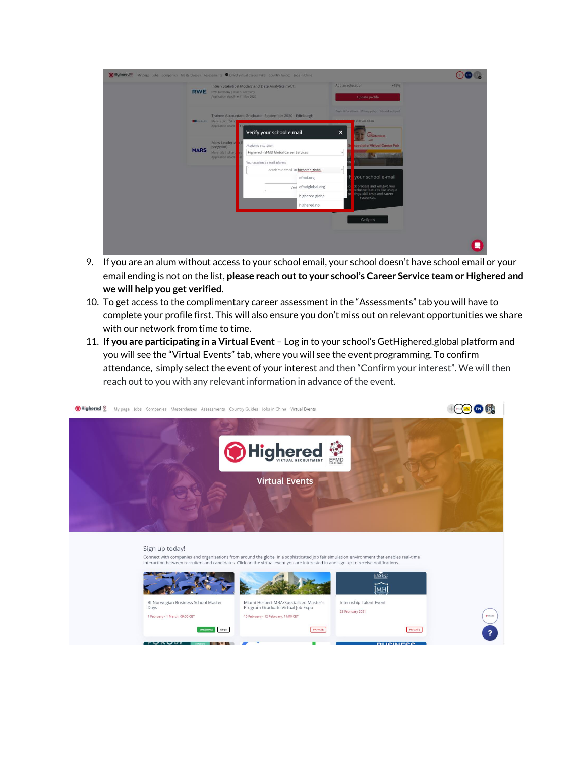9. If you are an alum without access to your school email, your school doesn't have school email or your email ending is not on the list, **please reach out to your school's Career Service team or Highered and we will help you get verified**.
10. To get access to the complimentary career assessment in the "Assessments" tab you will have to complete your profile first. This will also ensure you don't miss out on relevant opportunities we share with our network from time to time.
11. **If you are participating in a Virtual Event** – Log in to your school's GetHighered.global platform and you will see the "Virtual Events" tab, where you will see the event programming. To confirm attendance, simply select the event of your interest and then "Confirm your interest". We will then reach out to you with any relevant information in advance of the event.